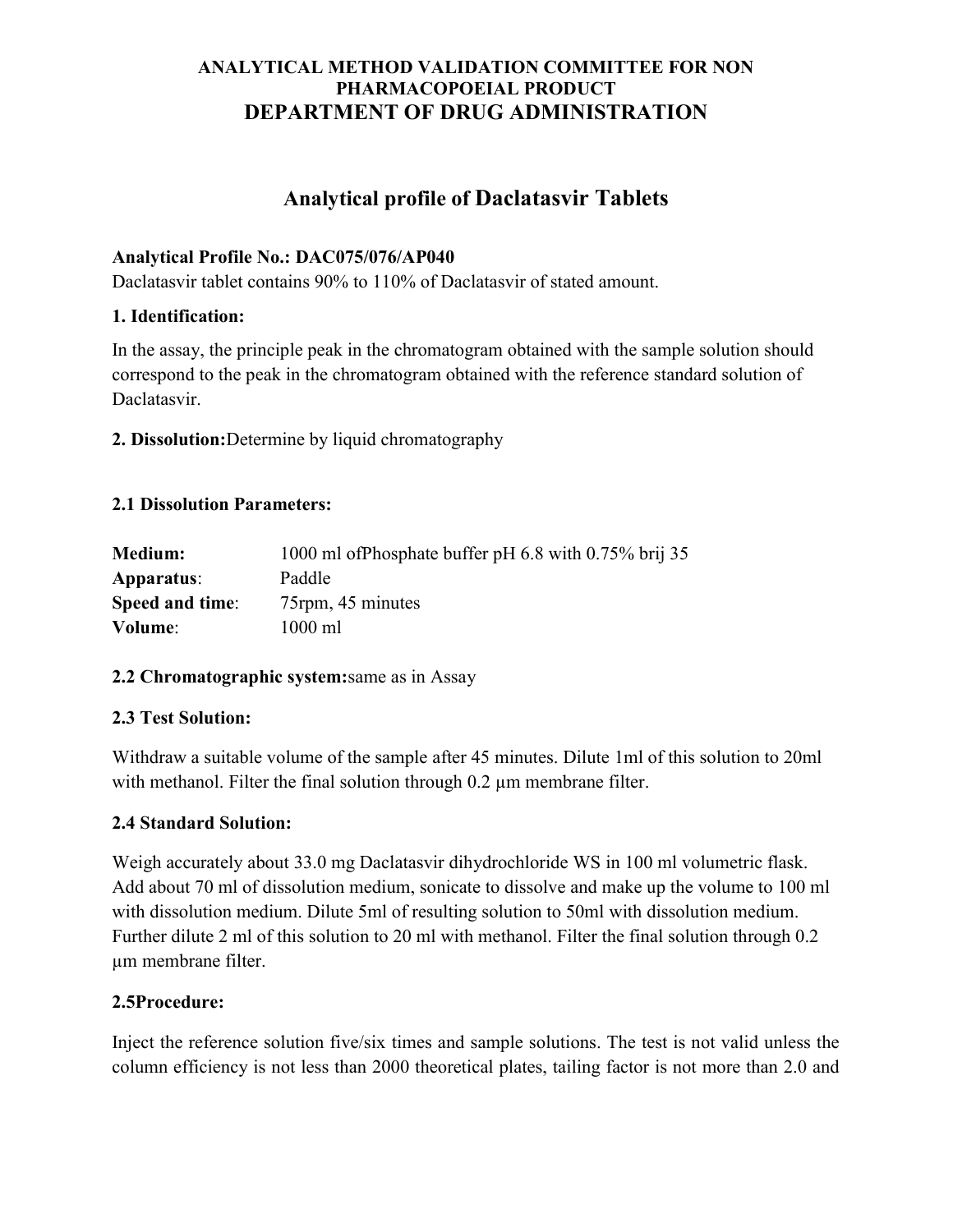**ANALYTICAL METHOD VALIDATION COMMITTEE FOR NON PHARMACOPOEIAL PRODUCT**

# DEPARTMENT OF DRUG ADMINISTRATION

## Analytical profile of Daclatasvir Tablets

**Analytical Profile No.: DAC075/076/AP040**

Daclatasvir tablet contains 90% to 110% of Daclatasvir of stated amount.

### 1. Identification:

In the assay, the principle peak in the chromatogram obtained with the sample solution should correspond to the peak in the chromatogram obtained with the reference standard solution of Daclatasvir.

**2. Dissolution:** Determine by liquid chromatography

### 2.1 Dissolution Parameters:

| | |
|---|---|
| **Medium:** | 1000 ml ofPhosphate buffer pH 6.8 with 0.75% brij 35 |
| **Apparatus**: | Paddle |
| **Speed and time**: | 75rpm, 45 minutes |
| **Volume**: | 1000 ml |

**2.2 Chromatographic system:** same as in Assay

### 2.3 Test Solution:

Withdraw a suitable volume of the sample after 45 minutes. Dilute 1ml of this solution to 20ml with methanol. Filter the final solution through 0.2 µm membrane filter.

### 2.4 Standard Solution:

Weigh accurately about 33.0 mg Daclatasvir dihydrochloride WS in 100 ml volumetric flask. Add about 70 ml of dissolution medium, sonicate to dissolve and make up the volume to 100 ml with dissolution medium. Dilute 5ml of resulting solution to 50ml with dissolution medium. Further dilute 2 ml of this solution to 20 ml with methanol. Filter the final solution through 0.2 µm membrane filter.

### 2.5Procedure:

Inject the reference solution five/six times and sample solutions. The test is not valid unless the column efficiency is not less than 2000 theoretical plates, tailing factor is not more than 2.0 and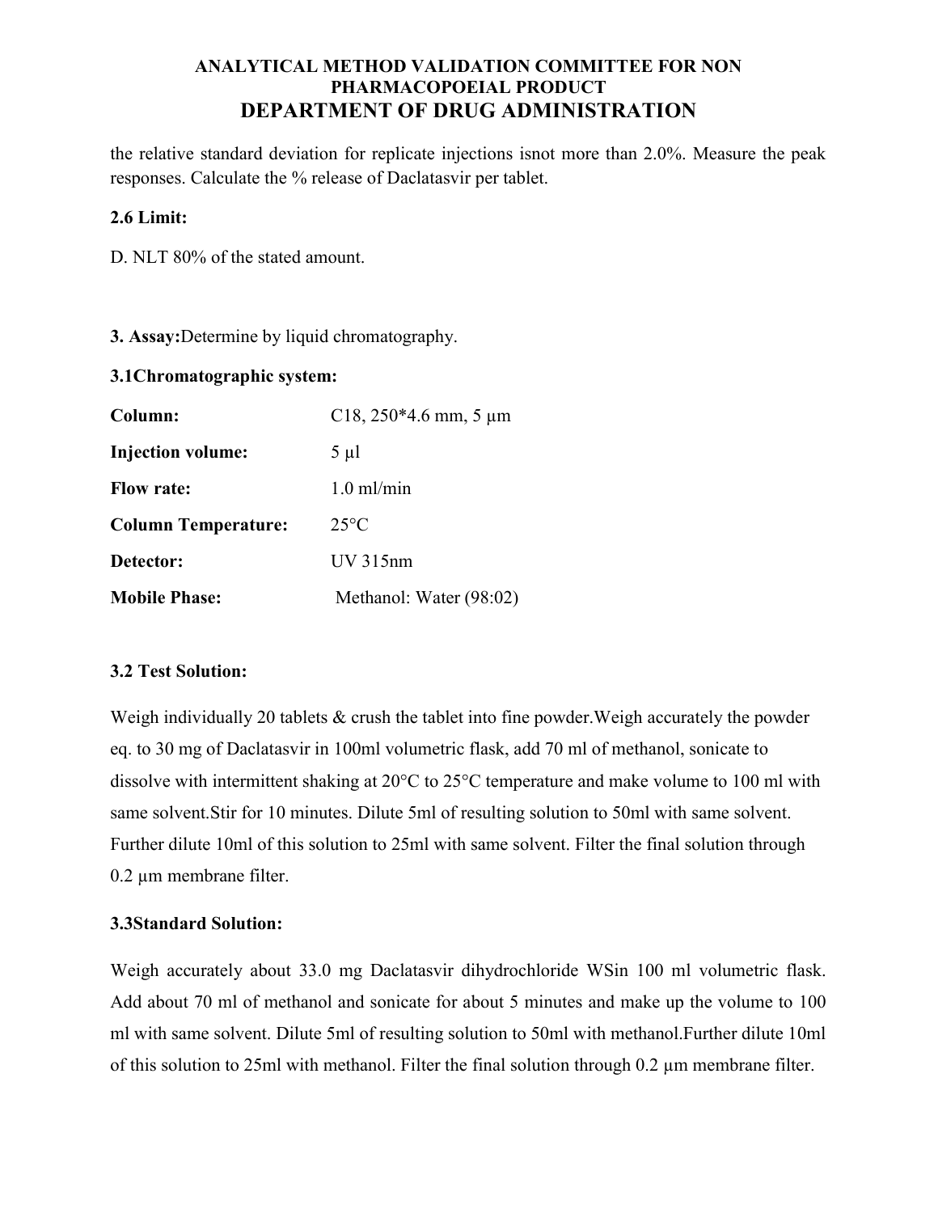the relative standard deviation for replicate injections isnot more than 2.0%. Measure the peak responses. Calculate the % release of Daclatasvir per tablet.

**2.6 Limit:**

D. NLT 80% of the stated amount.

**3. Assay:**Determine by liquid chromatography.

**3.1Chromatographic system:**

| | |
|---|---|
| **Column:** | C18, 250*4.6 mm, 5 µm |
| **Injection volume:** | 5 µl |
| **Flow rate:** | 1.0 ml/min |
| **Column Temperature:** | 25°C |
| **Detector:** | UV 315nm |
| **Mobile Phase:** | Methanol: Water (98:02) |

**3.2 Test Solution:**

Weigh individually 20 tablets & crush the tablet into fine powder.Weigh accurately the powder eq. to 30 mg of Daclatasvir in 100ml volumetric flask, add 70 ml of methanol, sonicate to dissolve with intermittent shaking at 20°C to 25°C temperature and make volume to 100 ml with same solvent.Stir for 10 minutes. Dilute 5ml of resulting solution to 50ml with same solvent. Further dilute 10ml of this solution to 25ml with same solvent. Filter the final solution through 0.2 µm membrane filter.

**3.3Standard Solution:**

Weigh accurately about 33.0 mg Daclatasvir dihydrochloride WSin 100 ml volumetric flask. Add about 70 ml of methanol and sonicate for about 5 minutes and make up the volume to 100 ml with same solvent. Dilute 5ml of resulting solution to 50ml with methanol.Further dilute 10ml of this solution to 25ml with methanol. Filter the final solution through 0.2 µm membrane filter.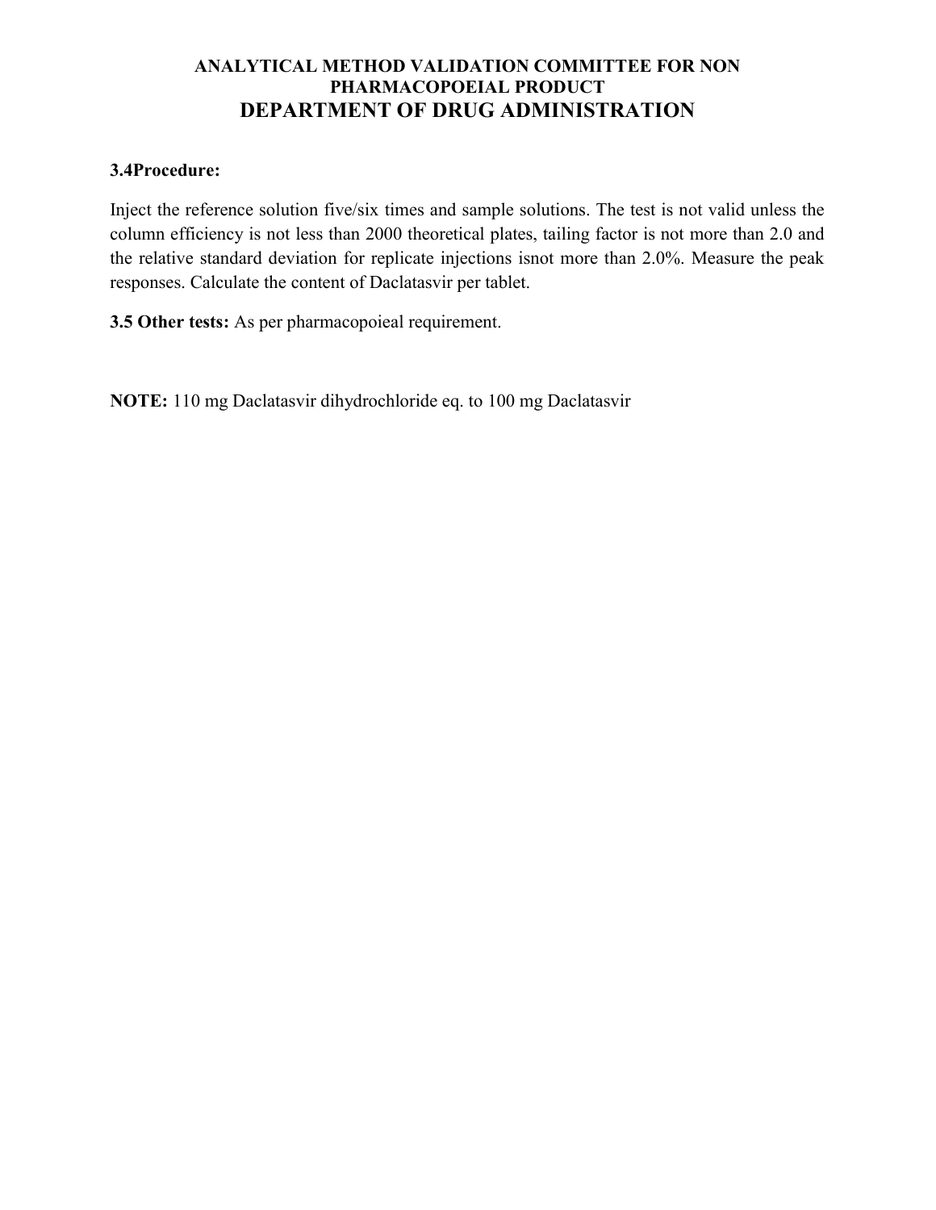**3.4Procedure:**

Inject the reference solution five/six times and sample solutions. The test is not valid unless the column efficiency is not less than 2000 theoretical plates, tailing factor is not more than 2.0 and the relative standard deviation for replicate injections isnot more than 2.0%. Measure the peak responses. Calculate the content of Daclatasvir per tablet.

**3.5 Other tests:** As per pharmacopoieal requirement.

**NOTE:** 110 mg Daclatasvir dihydrochloride eq. to 100 mg Daclatasvir